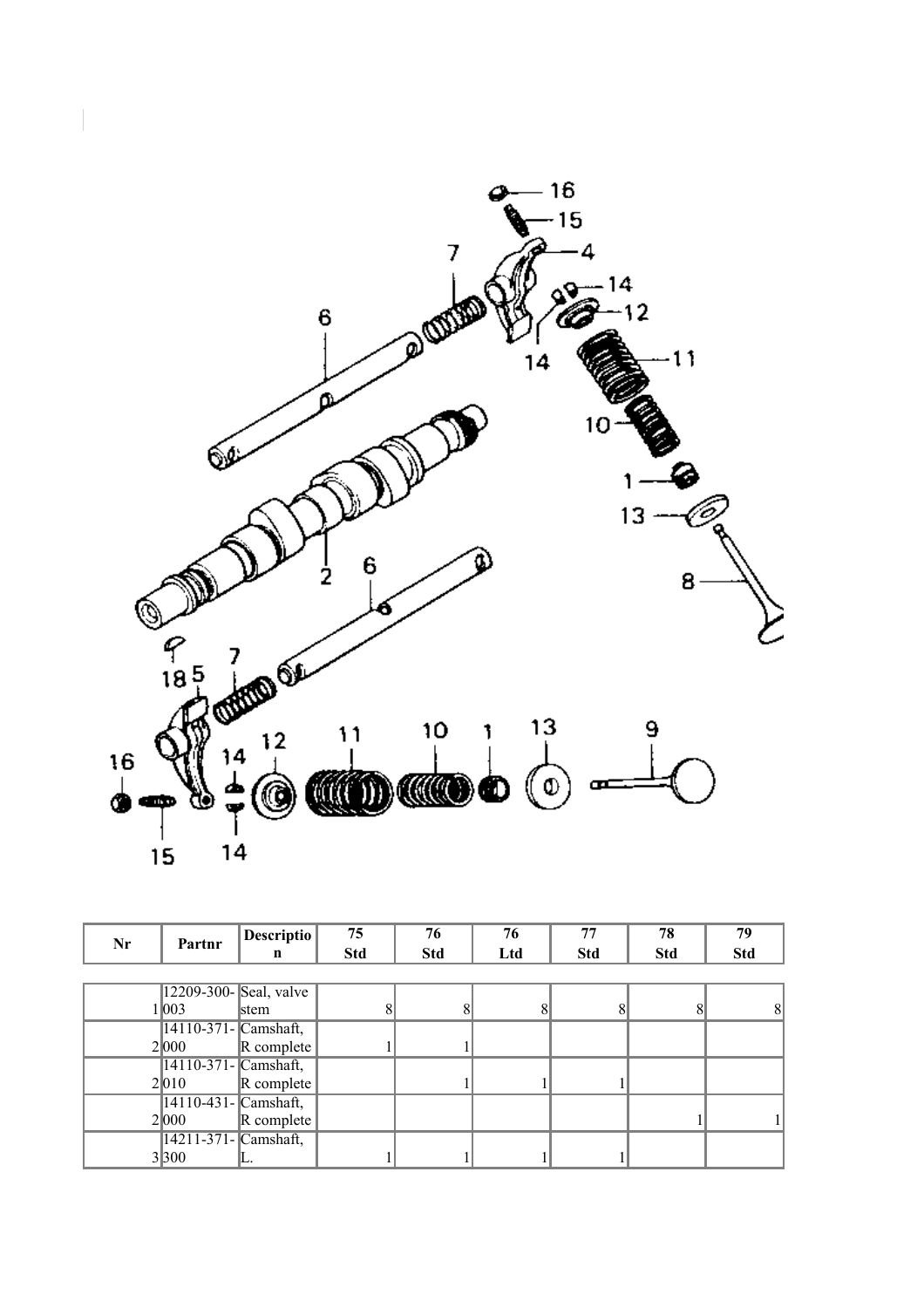| Nr | Partnr | Description | 75 Std | 76 Std | 76 Ltd | 77 Std | 78 Std | 79 Std |
|---|---|---|---|---|---|---|---|---|
| 1 | 12209-300-003 | Seal, valve stem | 8 | 8 | 8 | 8 | 8 | 8 |
| 2 | 14110-371-000 | Camshaft, R complete | 1 | 1 | | | | |
| 2 | 14110-371-010 | Camshaft, R complete | | 1 | 1 | 1 | | |
| 2 | 14110-431-000 | Camshaft, R complete | | | | | 1 | 1 |
| 3 | 14211-371-300 | Camshaft, L. | 1 | 1 | 1 | 1 | | |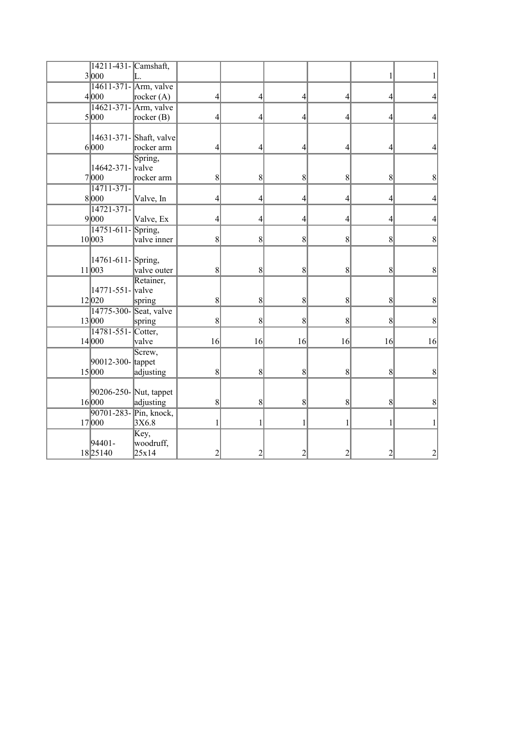| | | | | | | | | |
|---|---|---|---|---|---|---|---|---|
| 3 | 14211-431-000 | Camshaft, L. | | | | | 1 | 1 |
| 4 | 14611-371-000 | Arm, valve rocker (A) | 4 | 4 | 4 | 4 | 4 | 4 |
| 5 | 14621-371-000 | Arm, valve rocker (B) | 4 | 4 | 4 | 4 | 4 | 4 |
| 6 | 14631-371-000 | Shaft, valve rocker arm | 4 | 4 | 4 | 4 | 4 | 4 |
| 7 | 14642-371-000 | Spring, valve rocker arm | 8 | 8 | 8 | 8 | 8 | 8 |
| 8 | 14711-371-000 | Valve, In | 4 | 4 | 4 | 4 | 4 | 4 |
| 9 | 14721-371-000 | Valve, Ex | 4 | 4 | 4 | 4 | 4 | 4 |
| 10 | 14751-611-003 | Spring, valve inner | 8 | 8 | 8 | 8 | 8 | 8 |
| 11 | 14761-611-003 | Spring, valve outer | 8 | 8 | 8 | 8 | 8 | 8 |
| 12 | 14771-551-020 | Retainer, valve spring | 8 | 8 | 8 | 8 | 8 | 8 |
| 13 | 14775-300-000 | Seat, valve spring | 8 | 8 | 8 | 8 | 8 | 8 |
| 14 | 14781-551-000 | Cotter, valve | 16 | 16 | 16 | 16 | 16 | 16 |
| 15 | 90012-300-000 | Screw, tappet adjusting | 8 | 8 | 8 | 8 | 8 | 8 |
| 16 | 90206-250-000 | Nut, tappet adjusting | 8 | 8 | 8 | 8 | 8 | 8 |
| 17 | 90701-283-000 | Pin, knock, 3X6.8 | 1 | 1 | 1 | 1 | 1 | 1 |
| 18 | 94401-25140 | Key, woodruff, 25x14 | 2 | 2 | 2 | 2 | 2 | 2 |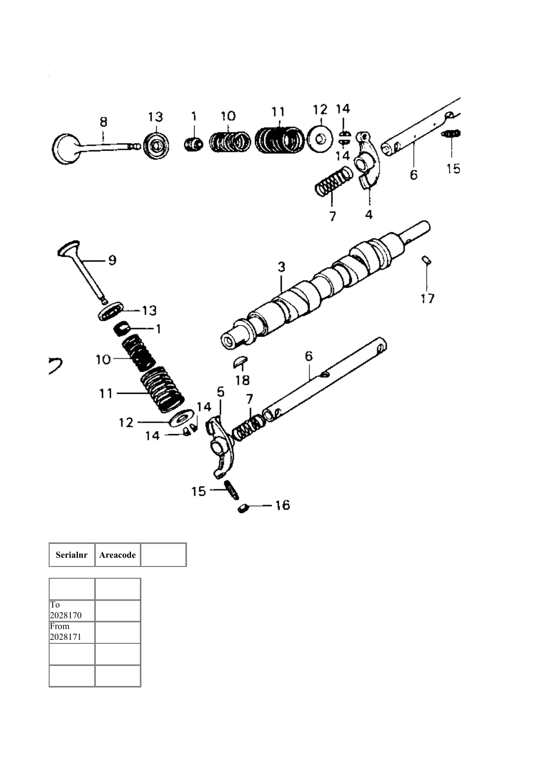| Serialnr | Areacode | |
|---|---|---|

| | |
|---|---|
| | |
| To 2028170 | |
| From 2028171 | |
| | |
| | |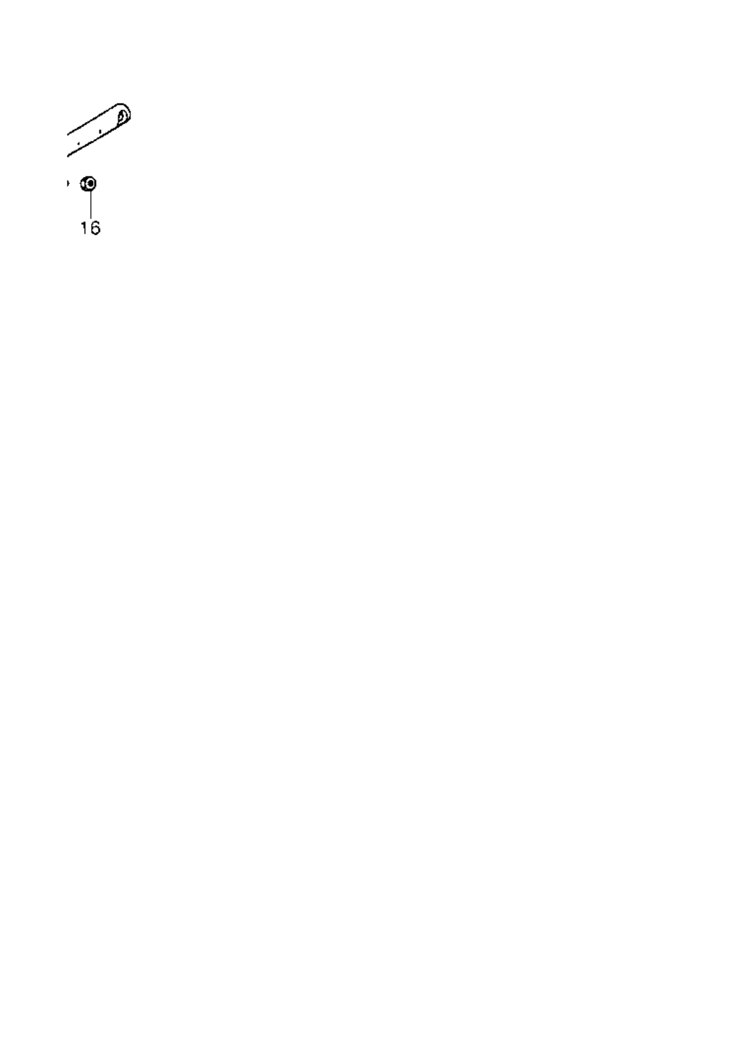16